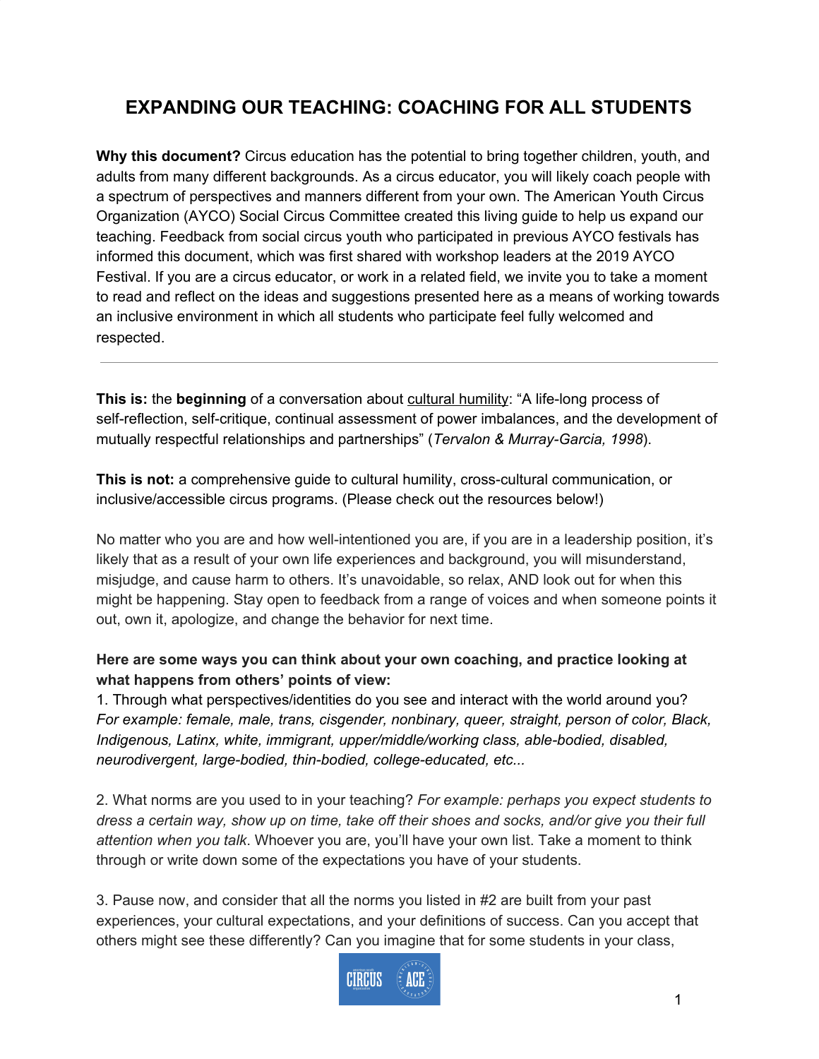# EXPANDING OUR TEACHING: COACHING FOR ALL STUDENTS

**Why this document?** Circus education has the potential to bring together children, youth, and adults from many different backgrounds. As a circus educator, you will likely coach people with a spectrum of perspectives and manners different from your own. The American Youth Circus Organization (AYCO) Social Circus Committee created this living guide to help us expand our teaching. Feedback from social circus youth who participated in previous AYCO festivals has informed this document, which was first shared with workshop leaders at the 2019 AYCO Festival. If you are a circus educator, or work in a related field, we invite you to take a moment to read and reflect on the ideas and suggestions presented here as a means of working towards an inclusive environment in which all students who participate feel fully welcomed and respected.

---

**This is:** the **beginning** of a conversation about cultural humility: "A life-long process of self-reflection, self-critique, continual assessment of power imbalances, and the development of mutually respectful relationships and partnerships" (*Tervalon & Murray-Garcia, 1998*).

**This is not:** a comprehensive guide to cultural humility, cross-cultural communication, or inclusive/accessible circus programs. (Please check out the resources below!)

No matter who you are and how well-intentioned you are, if you are in a leadership position, it's likely that as a result of your own life experiences and background, you will misunderstand, misjudge, and cause harm to others. It's unavoidable, so relax, AND look out for when this might be happening. Stay open to feedback from a range of voices and when someone points it out, own it, apologize, and change the behavior for next time.

**Here are some ways you can think about your own coaching, and practice looking at what happens from others' points of view:**

1. Through what perspectives/identities do you see and interact with the world around you? *For example: female, male, trans, cisgender, nonbinary, queer, straight, person of color, Black, Indigenous, Latinx, white, immigrant, upper/middle/working class, able-bodied, disabled, neurodivergent, large-bodied, thin-bodied, college-educated, etc...*

2. What norms are you used to in your teaching? *For example: perhaps you expect students to dress a certain way, show up on time, take off their shoes and socks, and/or give you their full attention when you talk*. Whoever you are, you'll have your own list. Take a moment to think through or write down some of the expectations you have of your students.

3. Pause now, and consider that all the norms you listed in #2 are built from your past experiences, your cultural expectations, and your definitions of success. Can you accept that others might see these differently? Can you imagine that for some students in your class,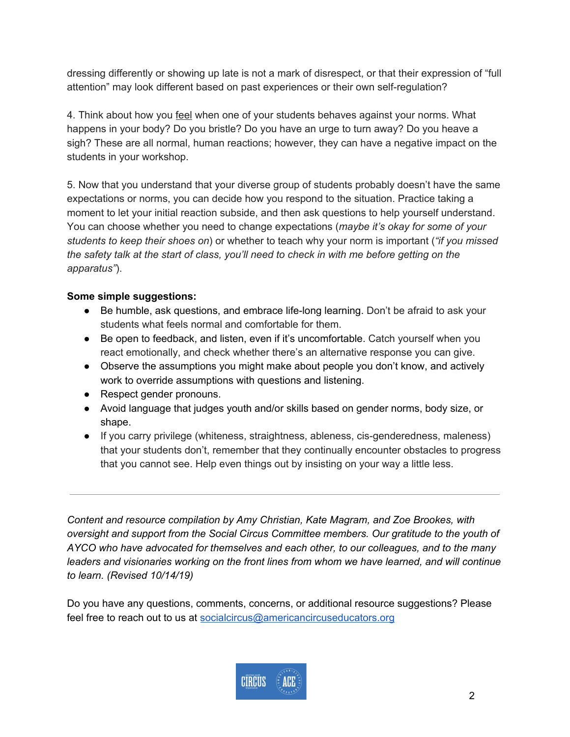dressing differently or showing up late is not a mark of disrespect, or that their expression of "full attention" may look different based on past experiences or their own self-regulation?

4. Think about how you <u>feel</u> when one of your students behaves against your norms. What happens in your body? Do you bristle? Do you have an urge to turn away? Do you heave a sigh? These are all normal, human reactions; however, they can have a negative impact on the students in your workshop.

5. Now that you understand that your diverse group of students probably doesn't have the same expectations or norms, you can decide how you respond to the situation. Practice taking a moment to let your initial reaction subside, and then ask questions to help yourself understand. You can choose whether you need to change expectations (*maybe it's okay for some of your students to keep their shoes on*) or whether to teach why your norm is important (*"if you missed the safety talk at the start of class, you'll need to check in with me before getting on the apparatus"*).

**Some simple suggestions:**

- Be humble, ask questions, and embrace life-long learning. Don't be afraid to ask your students what feels normal and comfortable for them.
- Be open to feedback, and listen, even if it's uncomfortable. Catch yourself when you react emotionally, and check whether there's an alternative response you can give.
- Observe the assumptions you might make about people you don't know, and actively work to override assumptions with questions and listening.
- Respect gender pronouns.
- Avoid language that judges youth and/or skills based on gender norms, body size, or shape.
- If you carry privilege (whiteness, straightness, ableness, cis-genderedness, maleness) that your students don't, remember that they continually encounter obstacles to progress that you cannot see. Help even things out by insisting on your way a little less.

---

*Content and resource compilation by Amy Christian, Kate Magram, and Zoe Brookes, with oversight and support from the Social Circus Committee members. Our gratitude to the youth of AYCO who have advocated for themselves and each other, to our colleagues, and to the many leaders and visionaries working on the front lines from whom we have learned, and will continue to learn. (Revised 10/14/19)*

Do you have any questions, comments, concerns, or additional resource suggestions? Please feel free to reach out to us at socialcircus@americancircuseducators.org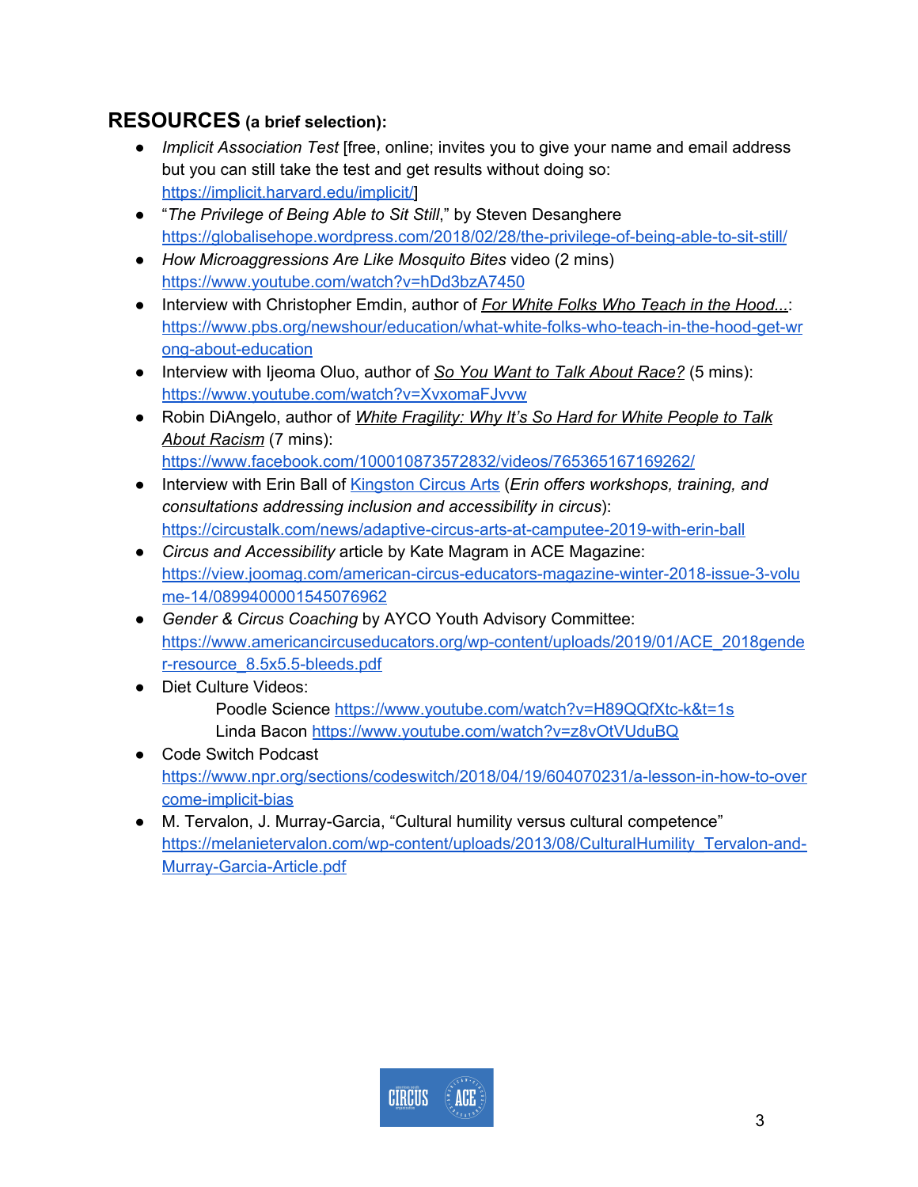## RESOURCES (a brief selection):

- *Implicit Association Test* [free, online; invites you to give your name and email address but you can still take the test and get results without doing so: https://implicit.harvard.edu/implicit/]
- "*The Privilege of Being Able to Sit Still*," by Steven Desanghere https://globalisehope.wordpress.com/2018/02/28/the-privilege-of-being-able-to-sit-still/
- *How Microaggressions Are Like Mosquito Bites* video (2 mins) https://www.youtube.com/watch?v=hDd3bzA7450
- Interview with Christopher Emdin, author of *For White Folks Who Teach in the Hood...*: https://www.pbs.org/newshour/education/what-white-folks-who-teach-in-the-hood-get-wrong-about-education
- Interview with Ijeoma Oluo, author of *So You Want to Talk About Race?* (5 mins): https://www.youtube.com/watch?v=XvxomaFJvvw
- Robin DiAngelo, author of *White Fragility: Why It's So Hard for White People to Talk About Racism* (7 mins): https://www.facebook.com/100010873572832/videos/765365167169262/
- Interview with Erin Ball of Kingston Circus Arts (*Erin offers workshops, training, and consultations addressing inclusion and accessibility in circus*): https://circustalk.com/news/adaptive-circus-arts-at-camputee-2019-with-erin-ball
- *Circus and Accessibility* article by Kate Magram in ACE Magazine: https://view.joomag.com/american-circus-educators-magazine-winter-2018-issue-3-volume-14/0899400001545076962
- *Gender & Circus Coaching* by AYCO Youth Advisory Committee: https://www.americancircuseducators.org/wp-content/uploads/2019/01/ACE_2018gender-resource_8.5x5.5-bleeds.pdf
- Diet Culture Videos:
  - Poodle Science https://www.youtube.com/watch?v=H89QQfXtc-k&t=1s
  - Linda Bacon https://www.youtube.com/watch?v=z8vOtVUduBQ
- Code Switch Podcast https://www.npr.org/sections/codeswitch/2018/04/19/604070231/a-lesson-in-how-to-overcome-implicit-bias
- M. Tervalon, J. Murray-Garcia, "Cultural humility versus cultural competence" https://melanietervalon.com/wp-content/uploads/2013/08/CulturalHumility_Tervalon-and-Murray-Garcia-Article.pdf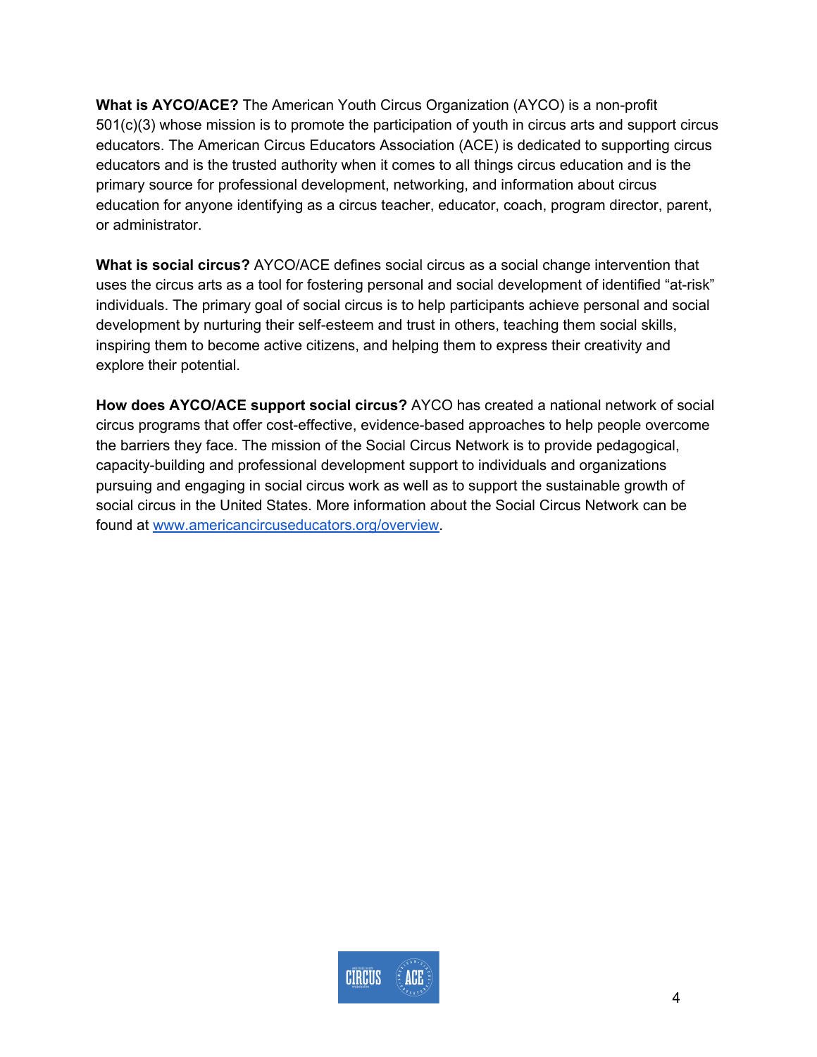**What is AYCO/ACE?** The American Youth Circus Organization (AYCO) is a non-profit 501(c)(3) whose mission is to promote the participation of youth in circus arts and support circus educators. The American Circus Educators Association (ACE) is dedicated to supporting circus educators and is the trusted authority when it comes to all things circus education and is the primary source for professional development, networking, and information about circus education for anyone identifying as a circus teacher, educator, coach, program director, parent, or administrator.

**What is social circus?** AYCO/ACE defines social circus as a social change intervention that uses the circus arts as a tool for fostering personal and social development of identified "at-risk" individuals. The primary goal of social circus is to help participants achieve personal and social development by nurturing their self-esteem and trust in others, teaching them social skills, inspiring them to become active citizens, and helping them to express their creativity and explore their potential.

**How does AYCO/ACE support social circus?** AYCO has created a national network of social circus programs that offer cost-effective, evidence-based approaches to help people overcome the barriers they face. The mission of the Social Circus Network is to provide pedagogical, capacity-building and professional development support to individuals and organizations pursuing and engaging in social circus work as well as to support the sustainable growth of social circus in the United States. More information about the Social Circus Network can be found at [www.americancircuseducators.org/overview](www.americancircuseducators.org/overview).